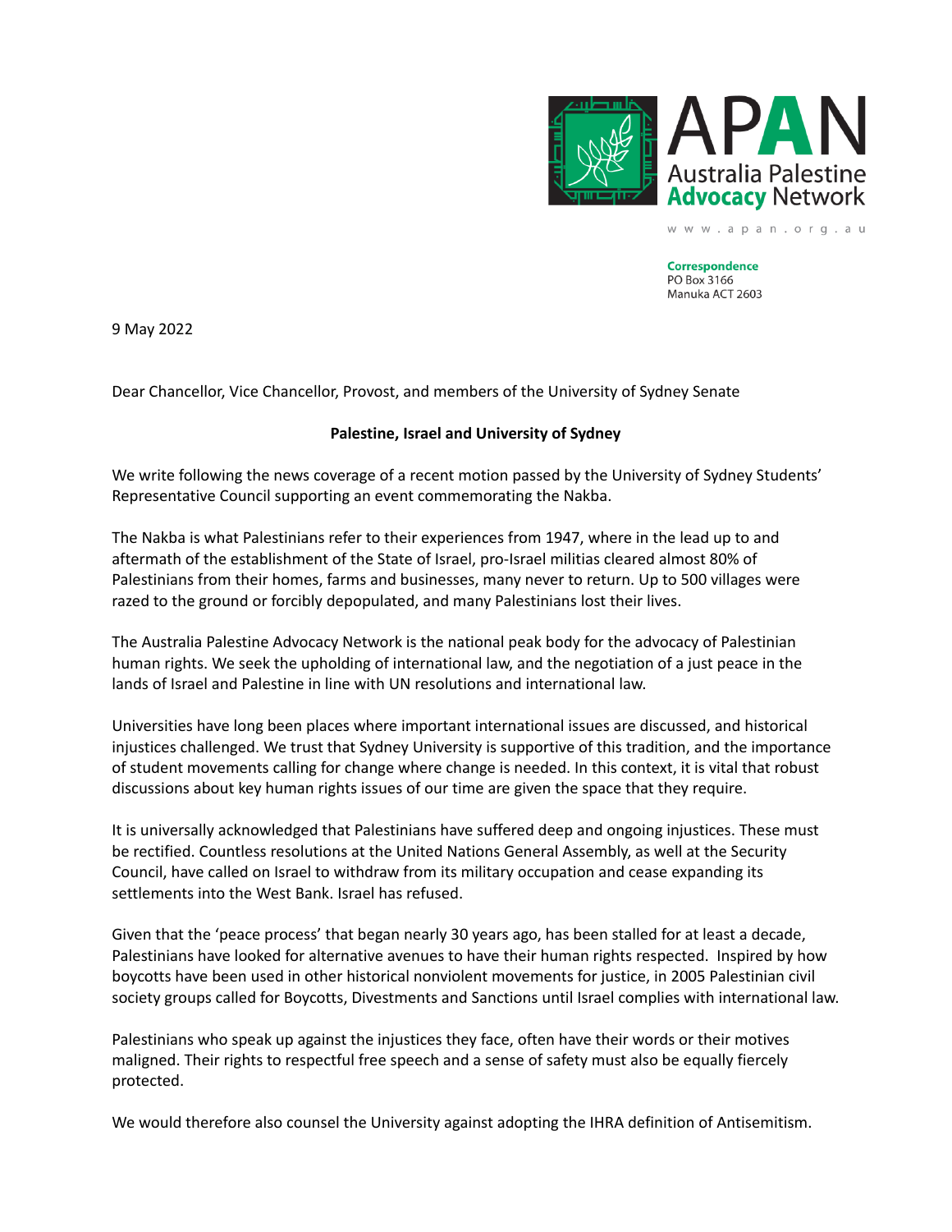APAN
Australia Palestine
**Advocacy** Network

www.apan.org.au

**Correspondence**
PO Box 3166
Manuka ACT 2603

9 May 2022

Dear Chancellor, Vice Chancellor, Provost, and members of the University of Sydney Senate

**Palestine, Israel and University of Sydney**

We write following the news coverage of a recent motion passed by the University of Sydney Students' Representative Council supporting an event commemorating the Nakba.

The Nakba is what Palestinians refer to their experiences from 1947, where in the lead up to and aftermath of the establishment of the State of Israel, pro-Israel militias cleared almost 80% of Palestinians from their homes, farms and businesses, many never to return. Up to 500 villages were razed to the ground or forcibly depopulated, and many Palestinians lost their lives.

The Australia Palestine Advocacy Network is the national peak body for the advocacy of Palestinian human rights. We seek the upholding of international law, and the negotiation of a just peace in the lands of Israel and Palestine in line with UN resolutions and international law.

Universities have long been places where important international issues are discussed, and historical injustices challenged. We trust that Sydney University is supportive of this tradition, and the importance of student movements calling for change where change is needed. In this context, it is vital that robust discussions about key human rights issues of our time are given the space that they require.

It is universally acknowledged that Palestinians have suffered deep and ongoing injustices. These must be rectified. Countless resolutions at the United Nations General Assembly, as well at the Security Council, have called on Israel to withdraw from its military occupation and cease expanding its settlements into the West Bank. Israel has refused.

Given that the 'peace process' that began nearly 30 years ago, has been stalled for at least a decade, Palestinians have looked for alternative avenues to have their human rights respected. Inspired by how boycotts have been used in other historical nonviolent movements for justice, in 2005 Palestinian civil society groups called for Boycotts, Divestments and Sanctions until Israel complies with international law.

Palestinians who speak up against the injustices they face, often have their words or their motives maligned. Their rights to respectful free speech and a sense of safety must also be equally fiercely protected.

We would therefore also counsel the University against adopting the IHRA definition of Antisemitism.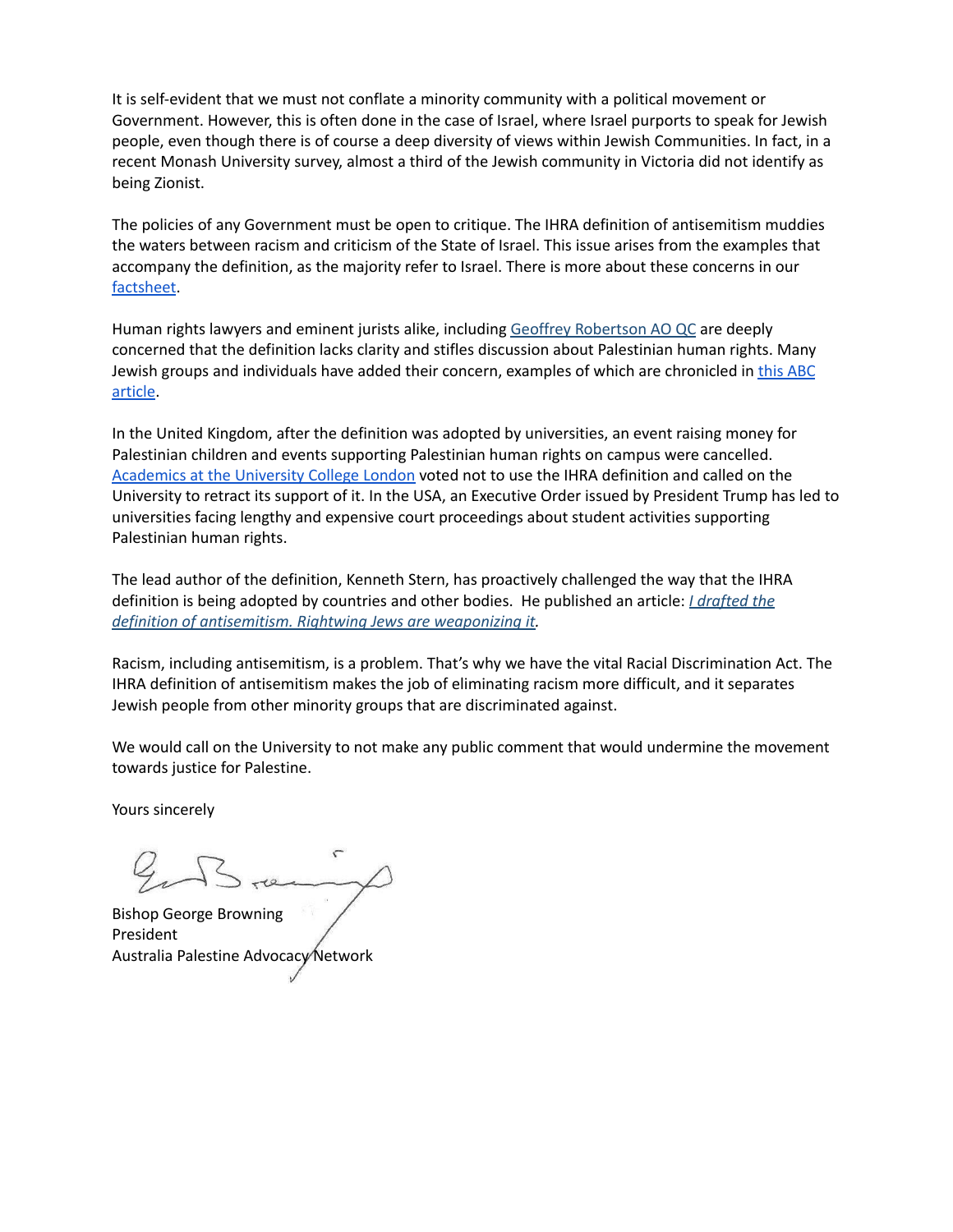It is self-evident that we must not conflate a minority community with a political movement or Government. However, this is often done in the case of Israel, where Israel purports to speak for Jewish people, even though there is of course a deep diversity of views within Jewish Communities. In fact, in a recent Monash University survey, almost a third of the Jewish community in Victoria did not identify as being Zionist.

The policies of any Government must be open to critique. The IHRA definition of antisemitism muddies the waters between racism and criticism of the State of Israel. This issue arises from the examples that accompany the definition, as the majority refer to Israel. There is more about these concerns in our factsheet.

Human rights lawyers and eminent jurists alike, including Geoffrey Robertson AO QC are deeply concerned that the definition lacks clarity and stifles discussion about Palestinian human rights. Many Jewish groups and individuals have added their concern, examples of which are chronicled in this ABC article.

In the United Kingdom, after the definition was adopted by universities, an event raising money for Palestinian children and events supporting Palestinian human rights on campus were cancelled. Academics at the University College London voted not to use the IHRA definition and called on the University to retract its support of it. In the USA, an Executive Order issued by President Trump has led to universities facing lengthy and expensive court proceedings about student activities supporting Palestinian human rights.

The lead author of the definition, Kenneth Stern, has proactively challenged the way that the IHRA definition is being adopted by countries and other bodies. He published an article: *I drafted the definition of antisemitism. Rightwing Jews are weaponizing it.*

Racism, including antisemitism, is a problem. That's why we have the vital Racial Discrimination Act. The IHRA definition of antisemitism makes the job of eliminating racism more difficult, and it separates Jewish people from other minority groups that are discriminated against.

We would call on the University to not make any public comment that would undermine the movement towards justice for Palestine.

Yours sincerely

Bishop George Browning
President
Australia Palestine Advocacy Network